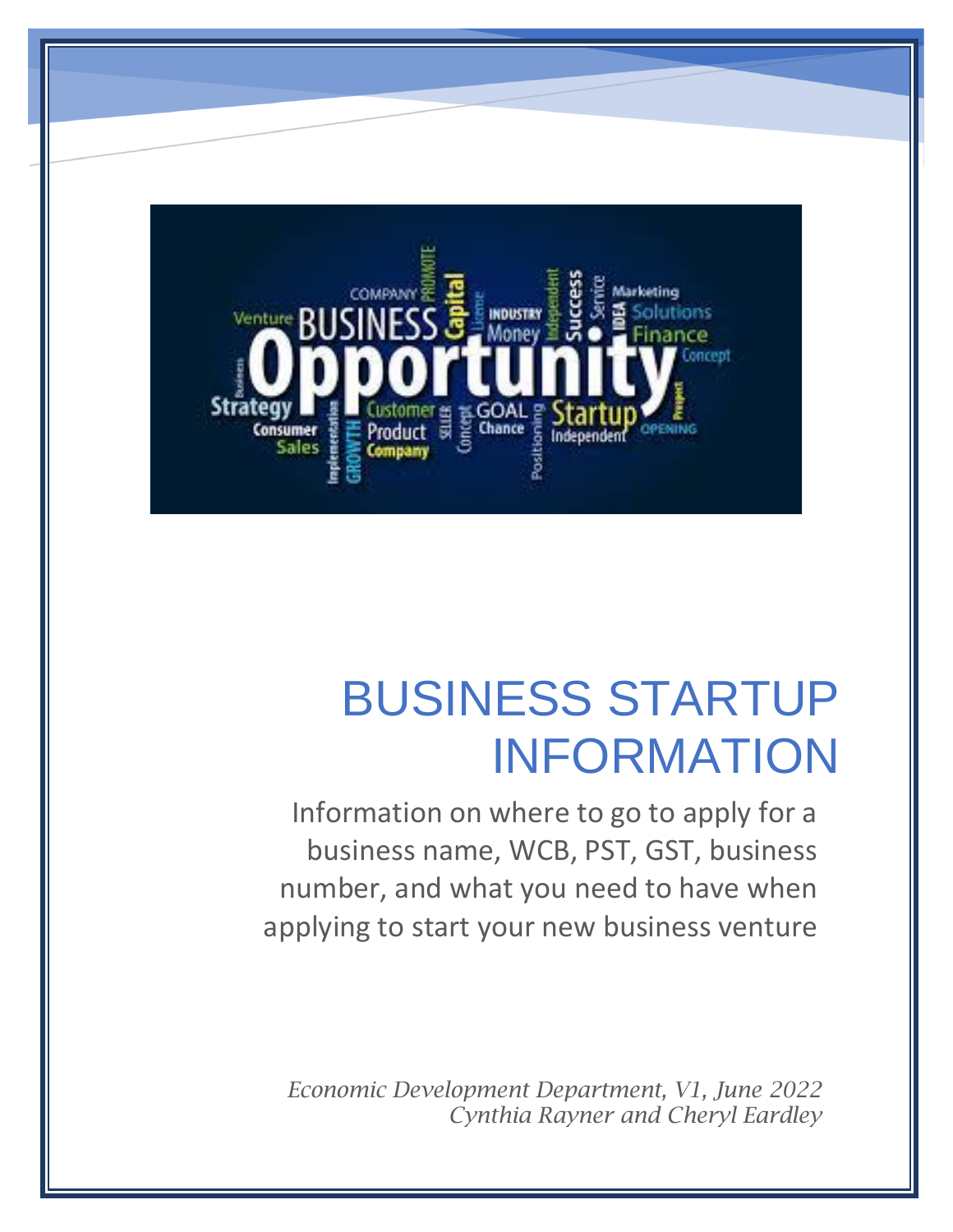# BUSINESS STARTUP INFORMATION

Information on where to go to apply for a business name, WCB, PST, GST, business number, and what you need to have when applying to start your new business venture

*Economic Development Department, V1, June 2022*
*Cynthia Rayner and Cheryl Eardley*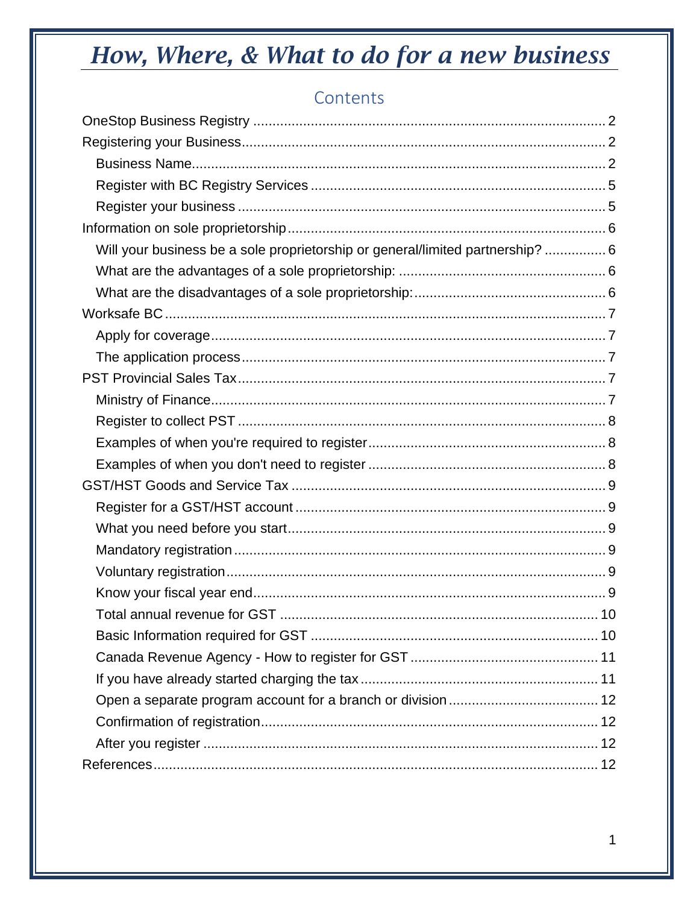# *How, Where, & What to do for a new business*

## Contents

OneStop Business Registry ........ 2

Registering your Business ........ 2

- Business Name ........ 2
- Register with BC Registry Services ........ 5
- Register your business ........ 5

Information on sole proprietorship ........ 6

- Will your business be a sole proprietorship or general/limited partnership? ........ 6
- What are the advantages of a sole proprietorship: ........ 6
- What are the disadvantages of a sole proprietorship: ........ 6

Worksafe BC ........ 7

- Apply for coverage ........ 7
- The application process ........ 7

PST Provincial Sales Tax ........ 7

- Ministry of Finance ........ 7
- Register to collect PST ........ 8
- Examples of when you're required to register ........ 8
- Examples of when you don't need to register ........ 8

GST/HST Goods and Service Tax ........ 9

- Register for a GST/HST account ........ 9
- What you need before you start ........ 9
- Mandatory registration ........ 9
- Voluntary registration ........ 9
- Know your fiscal year end ........ 9
- Total annual revenue for GST ........ 10
- Basic Information required for GST ........ 10
- Canada Revenue Agency - How to register for GST ........ 11
- If you have already started charging the tax ........ 11
- Open a separate program account for a branch or division ........ 12
- Confirmation of registration ........ 12
- After you register ........ 12

References ........ 12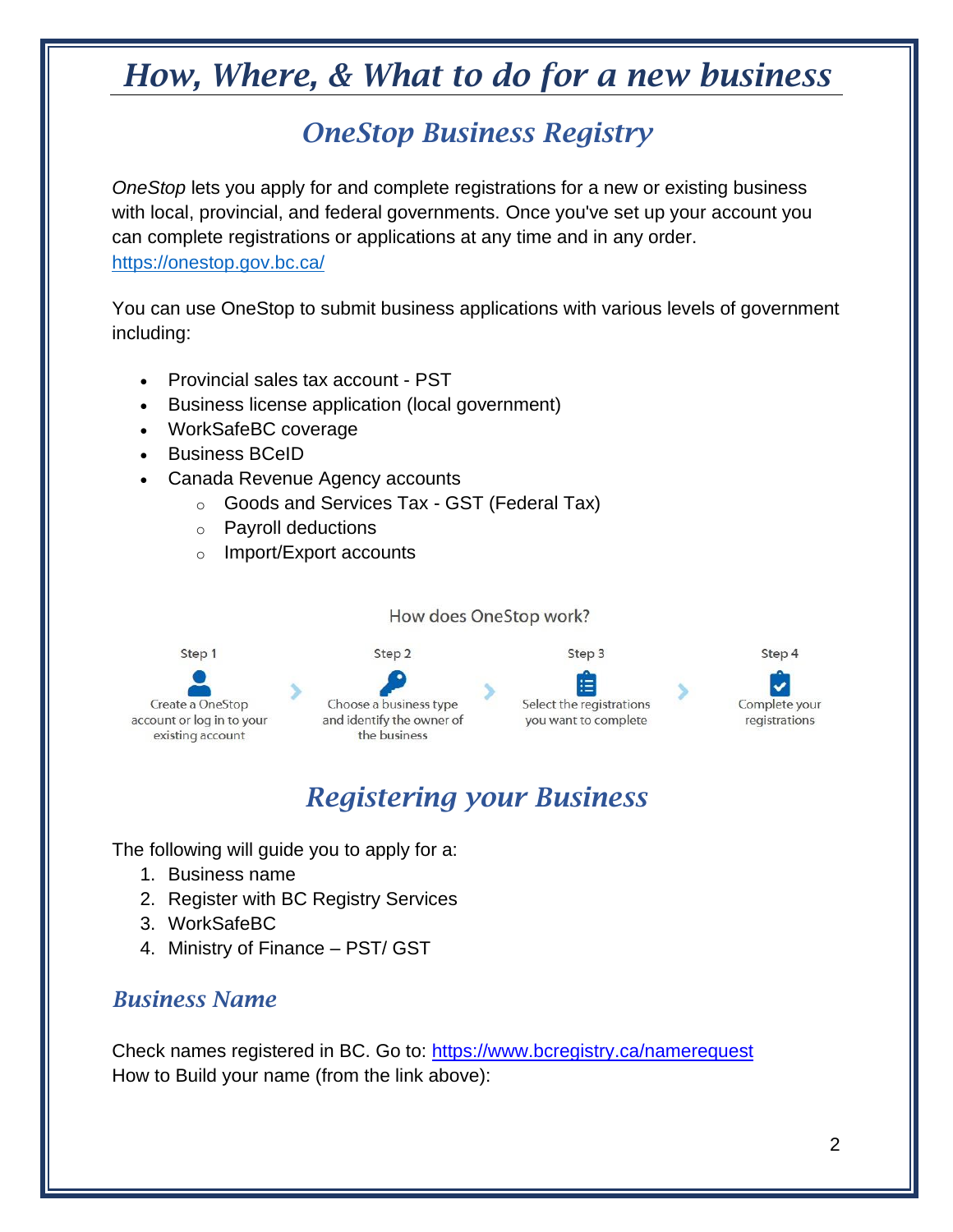# How, Where, & What to do for a new business

## OneStop Business Registry

*OneStop* lets you apply for and complete registrations for a new or existing business with local, provincial, and federal governments. Once you've set up your account you can complete registrations or applications at any time and in any order.
https://onestop.gov.bc.ca/

You can use OneStop to submit business applications with various levels of government including:

- Provincial sales tax account - PST
- Business license application (local government)
- WorkSafeBC coverage
- Business BCeID
- Canada Revenue Agency accounts
  - Goods and Services Tax - GST (Federal Tax)
  - Payroll deductions
  - Import/Export accounts

How does OneStop work?

| Step 1 | Step 2 | Step 3 | Step 4 |
|---|---|---|---|
| Create a OneStop account or log in to your existing account | Choose a business type and identify the owner of the business | Select the registrations you want to complete | Complete your registrations |

## Registering your Business

The following will guide you to apply for a:

1. Business name
2. Register with BC Registry Services
3. WorkSafeBC
4. Ministry of Finance – PST/ GST

### Business Name

Check names registered in BC. Go to: https://www.bcregistry.ca/namerequest
How to Build your name (from the link above):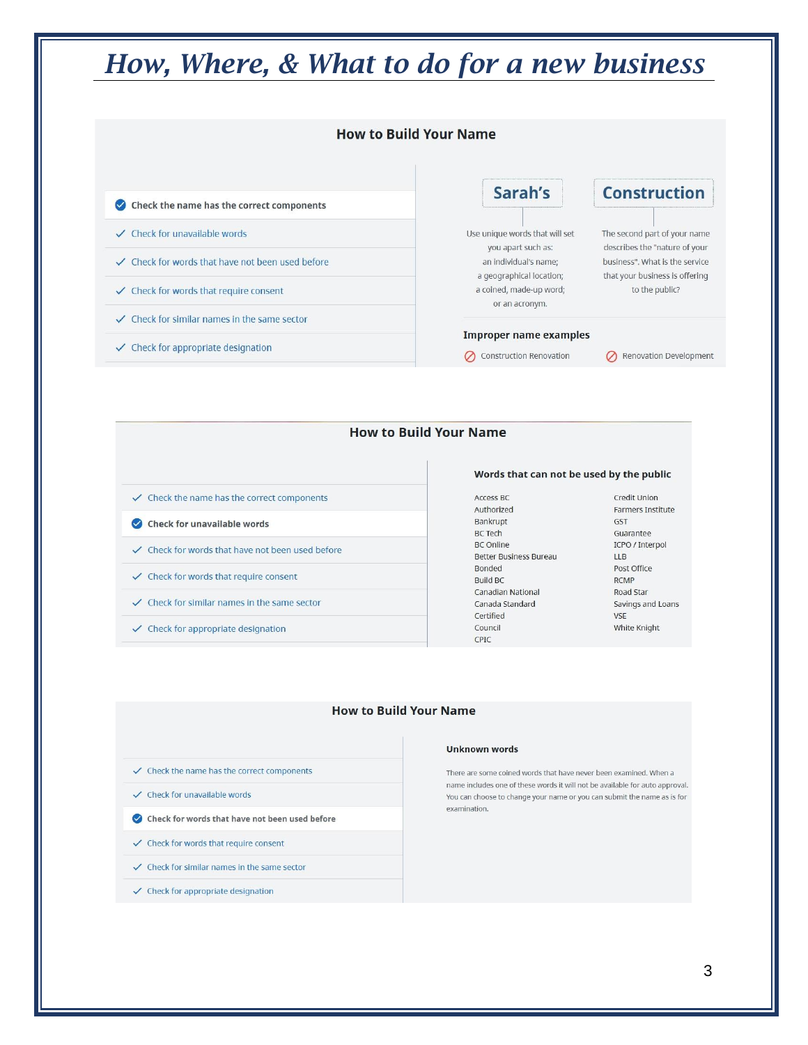# *How, Where, & What to do for a new business*

## How to Build Your Name

- **Check the name has the correct components**
- Check for unavailable words
- Check for words that have not been used before
- Check for words that require consent
- Check for similar names in the same sector
- Check for appropriate designation

**Sarah's**

Use unique words that will set you apart such as: an individual's name; a geographical location; a coined, made-up word; or an acronym.

**Construction**

The second part of your name describes the "nature of your business". What is the service that your business is offering to the public?

**Improper name examples**

- Construction Renovation
- Renovation Development

## How to Build Your Name

- Check the name has the correct components
- **Check for unavailable words**
- Check for words that have not been used before
- Check for words that require consent
- Check for similar names in the same sector
- Check for appropriate designation

**Words that can not be used by the public**

| | |
|---|---|
| Access BC | Credit Union |
| Authorized | Farmers Institute |
| Bankrupt | GST |
| BC Tech | Guarantee |
| BC Online | ICPO / Interpol |
| Better Business Bureau | LLB |
| Bonded | Post Office |
| Build BC | RCMP |
| Canadian National | Road Star |
| Canada Standard | Savings and Loans |
| Certified | VSE |
| Council | White Knight |
| CPIC | |

## How to Build Your Name

- Check the name has the correct components
- Check for unavailable words
- **Check for words that have not been used before**
- Check for words that require consent
- Check for similar names in the same sector
- Check for appropriate designation

**Unknown words**

There are some coined words that have never been examined. When a name includes one of these words it will not be available for auto approval. You can choose to change your name or you can submit the name as is for examination.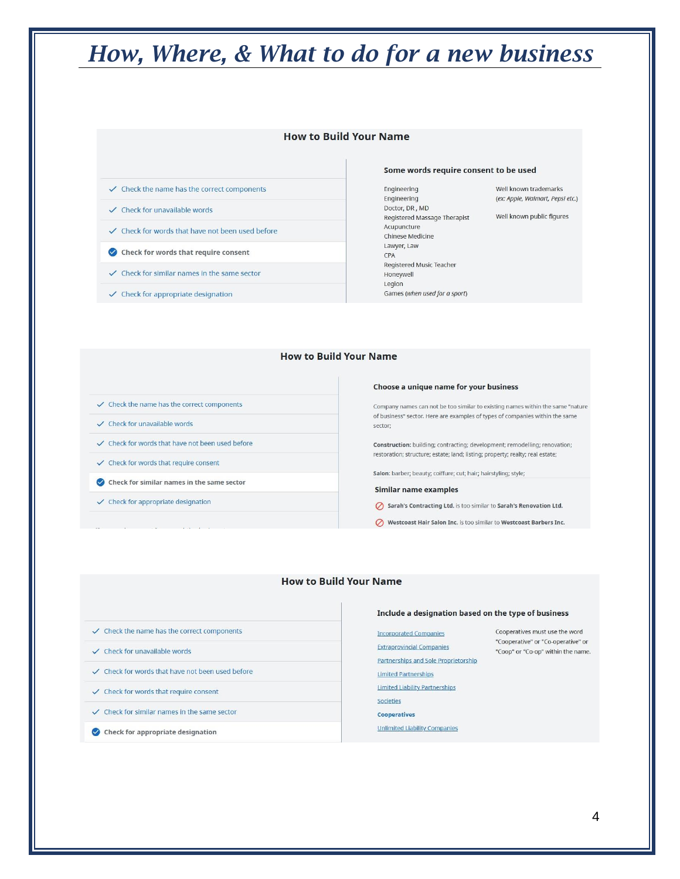# How, Where, & What to do for a new business

## How to Build Your Name

- ✓ Check the name has the correct components
- ✓ Check for unavailable words
- ✓ Check for words that have not been used before
- **✓ Check for words that require consent**
- ✓ Check for similar names in the same sector
- ✓ Check for appropriate designation

### Some words require consent to be used

- Engineering
- Engineering
- Doctor, DR, MD
- Registered Massage Therapist
- Acupuncture
- Chinese Medicine
- Lawyer, Law
- CPA
- Registered Music Teacher
- Honeywell
- Legion
- Games (*when used for a sport*)
- Well known trademarks (*ex: Apple, Walmart, Pepsi etc.*)
- Well known public figures

## How to Build Your Name

- ✓ Check the name has the correct components
- ✓ Check for unavailable words
- ✓ Check for words that have not been used before
- ✓ Check for words that require consent
- **✓ Check for similar names in the same sector**
- ✓ Check for appropriate designation

### Choose a unique name for your business

Company names can not be too similar to existing names within the same "nature of business" sector. Here are examples of types of companies within the same sector;

**Construction:** building; contracting; development; remodelling; renovation; restoration; structure; estate; land; listing; property; realty; real estate;

**Salon:** barber; beauty; coiffure; cut; hair; hairstyling; style;

### Similar name examples

- ⊘ **Sarah's Contracting Ltd.** is too similar to **Sarah's Renovation Ltd.**
- ⊘ **Westcoast Hair Salon Inc.** is too similar to **Westcoast Barbers Inc.**

## How to Build Your Name

- ✓ Check the name has the correct components
- ✓ Check for unavailable words
- ✓ Check for words that have not been used before
- ✓ Check for words that require consent
- ✓ Check for similar names in the same sector
- **✓ Check for appropriate designation**

### Include a designation based on the type of business

- Incorporated Companies
- Extraprovincial Companies
- Partnerships and Sole Proprietorship
- Limited Partnerships
- Limited Liability Partnerships
- Societies
- **Cooperatives**
- Unlimited Liability Companies

Cooperatives must use the word "Cooperative" or "Co-operative" or "Coop" or "Co-op" within the name.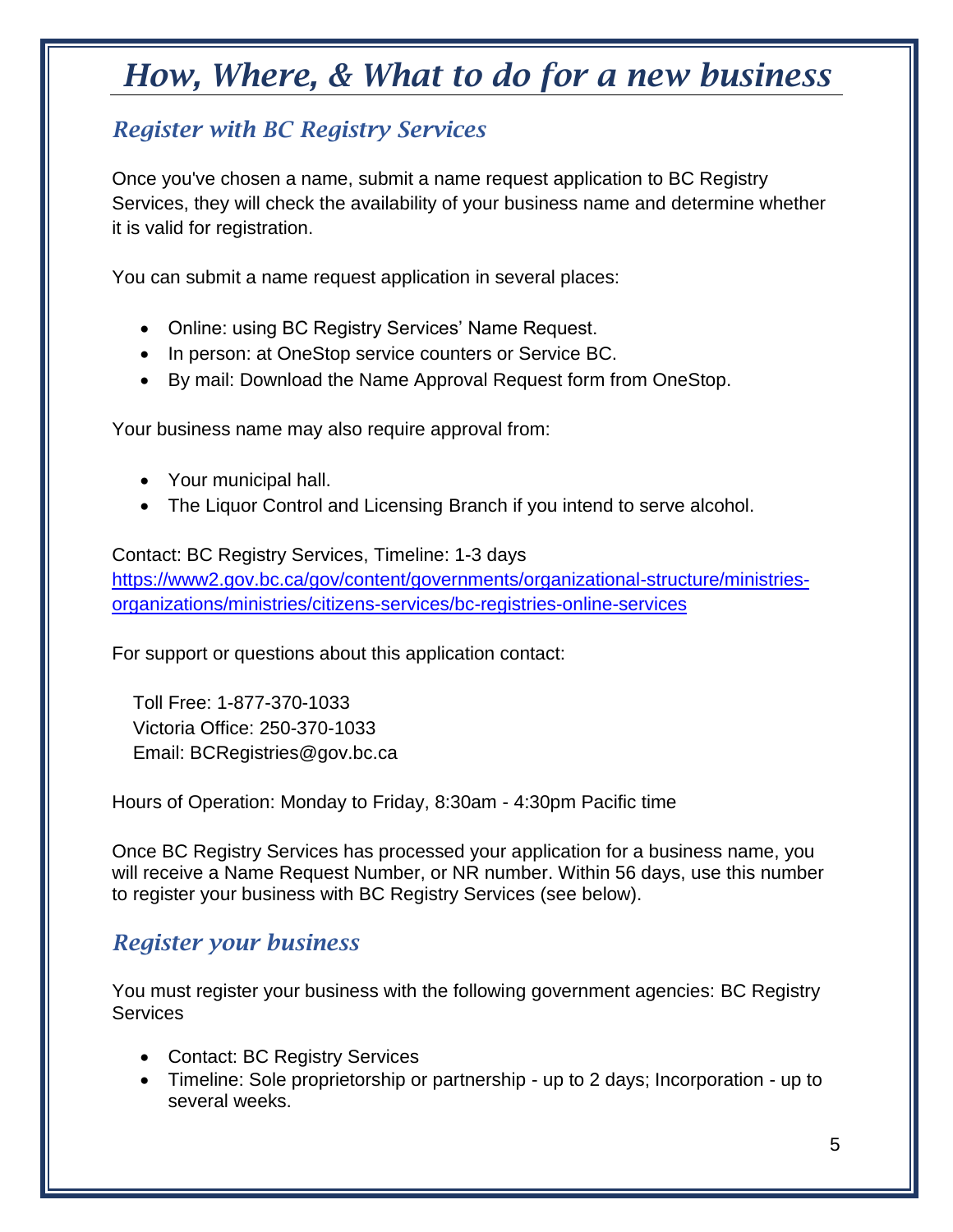# How, Where, & What to do for a new business

## Register with BC Registry Services

Once you've chosen a name, submit a name request application to BC Registry Services, they will check the availability of your business name and determine whether it is valid for registration.

You can submit a name request application in several places:

- Online: using BC Registry Services' Name Request.
- In person: at OneStop service counters or Service BC.
- By mail: Download the Name Approval Request form from OneStop.

Your business name may also require approval from:

- Your municipal hall.
- The Liquor Control and Licensing Branch if you intend to serve alcohol.

Contact: BC Registry Services, Timeline: 1-3 days
https://www2.gov.bc.ca/gov/content/governments/organizational-structure/ministries-organizations/ministries/citizens-services/bc-registries-online-services

For support or questions about this application contact:

Toll Free: 1-877-370-1033
Victoria Office: 250-370-1033
Email: BCRegistries@gov.bc.ca

Hours of Operation: Monday to Friday, 8:30am - 4:30pm Pacific time

Once BC Registry Services has processed your application for a business name, you will receive a Name Request Number, or NR number. Within 56 days, use this number to register your business with BC Registry Services (see below).

## Register your business

You must register your business with the following government agencies: BC Registry Services

- Contact: BC Registry Services
- Timeline: Sole proprietorship or partnership - up to 2 days; Incorporation - up to several weeks.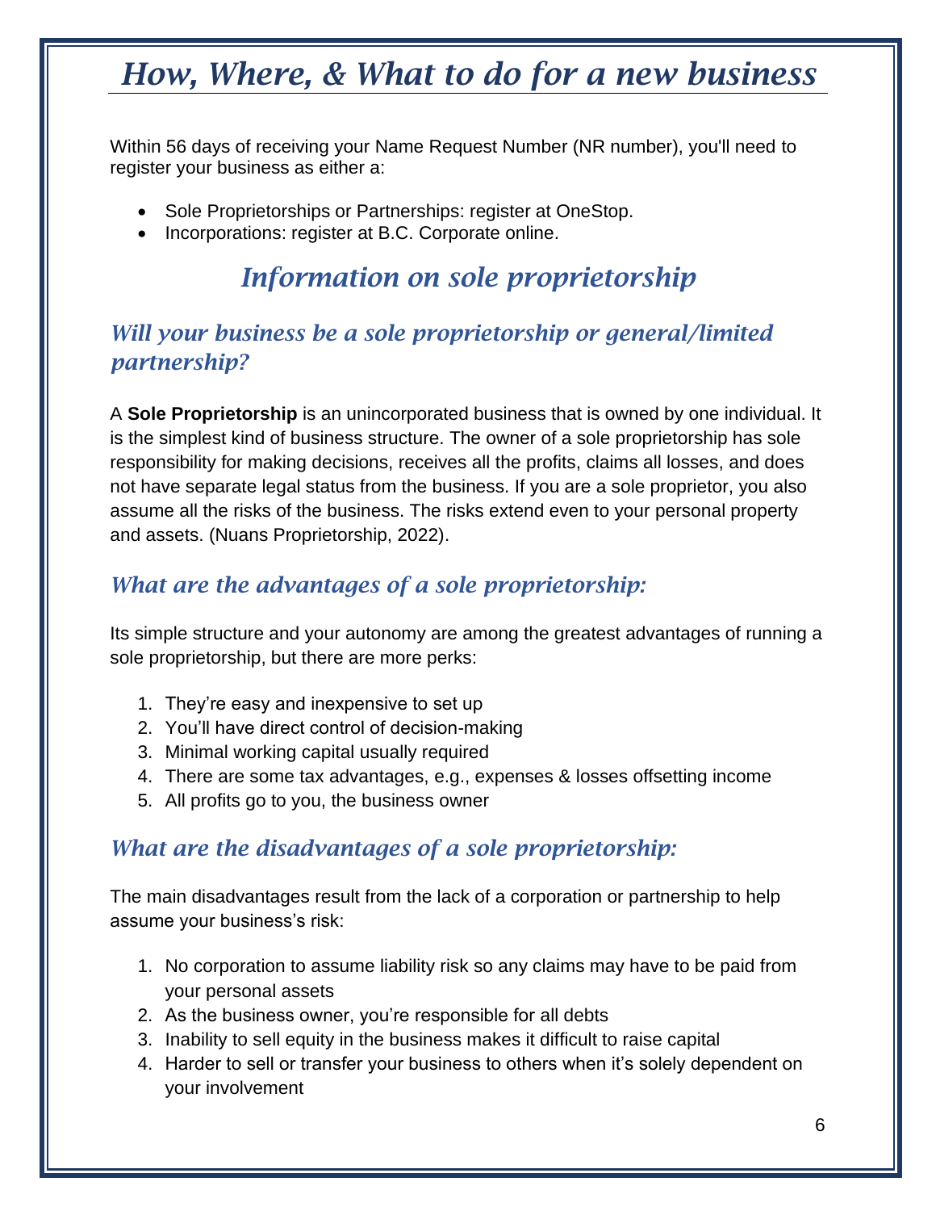# *How, Where, & What to do for a new business*

Within 56 days of receiving your Name Request Number (NR number), you'll need to register your business as either a:

- Sole Proprietorships or Partnerships: register at OneStop.
- Incorporations: register at B.C. Corporate online.

## *Information on sole proprietorship*

### *Will your business be a sole proprietorship or general/limited partnership?*

A **Sole Proprietorship** is an unincorporated business that is owned by one individual. It is the simplest kind of business structure. The owner of a sole proprietorship has sole responsibility for making decisions, receives all the profits, claims all losses, and does not have separate legal status from the business. If you are a sole proprietor, you also assume all the risks of the business. The risks extend even to your personal property and assets. (Nuans Proprietorship, 2022).

### *What are the advantages of a sole proprietorship:*

Its simple structure and your autonomy are among the greatest advantages of running a sole proprietorship, but there are more perks:

1. They're easy and inexpensive to set up
2. You'll have direct control of decision-making
3. Minimal working capital usually required
4. There are some tax advantages, e.g., expenses & losses offsetting income
5. All profits go to you, the business owner

### *What are the disadvantages of a sole proprietorship:*

The main disadvantages result from the lack of a corporation or partnership to help assume your business's risk:

1. No corporation to assume liability risk so any claims may have to be paid from your personal assets
2. As the business owner, you're responsible for all debts
3. Inability to sell equity in the business makes it difficult to raise capital
4. Harder to sell or transfer your business to others when it's solely dependent on your involvement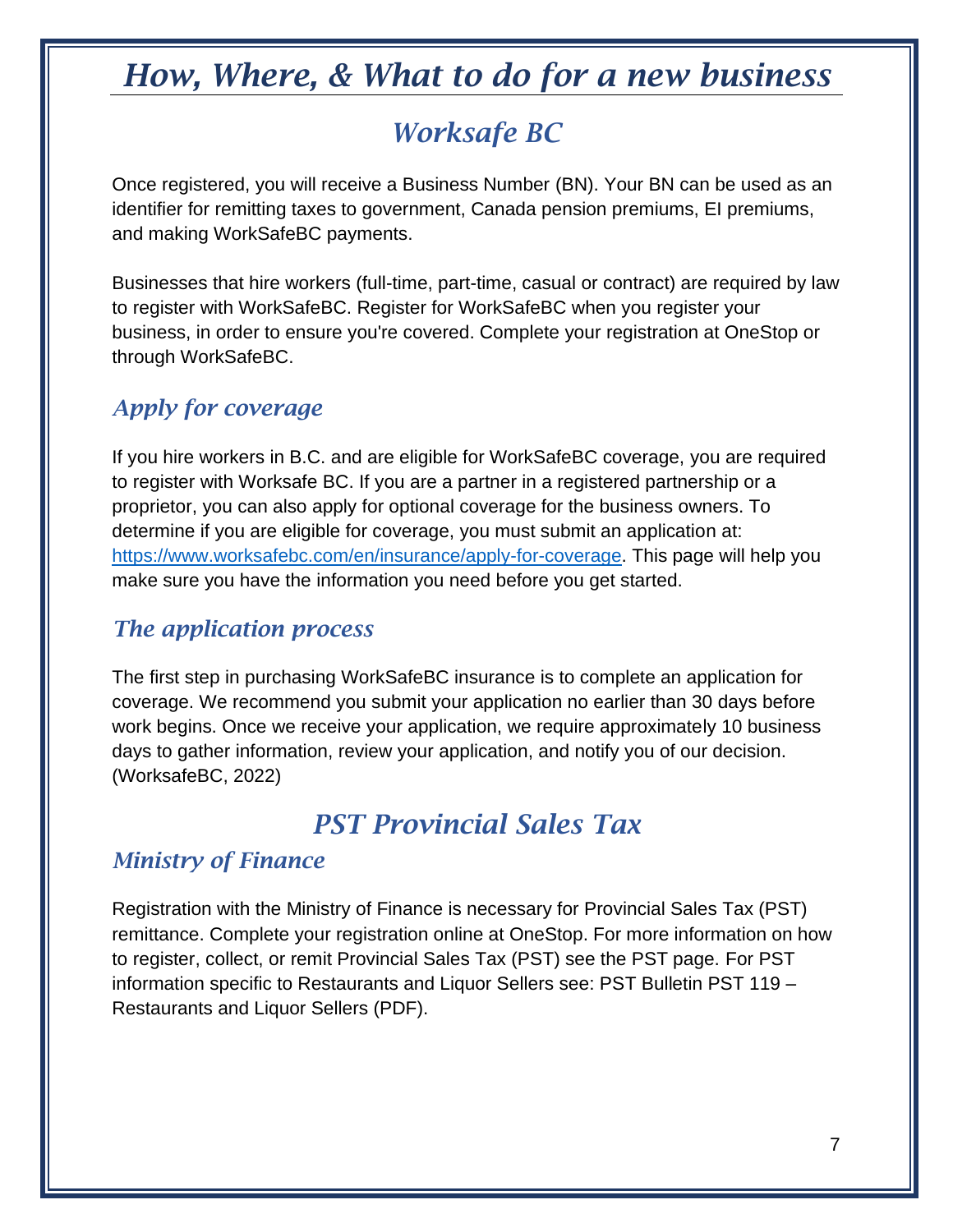# How, Where, & What to do for a new business

## Worksafe BC

Once registered, you will receive a Business Number (BN). Your BN can be used as an identifier for remitting taxes to government, Canada pension premiums, EI premiums, and making WorkSafeBC payments.

Businesses that hire workers (full-time, part-time, casual or contract) are required by law to register with WorkSafeBC. Register for WorkSafeBC when you register your business, in order to ensure you're covered. Complete your registration at OneStop or through WorkSafeBC.

### Apply for coverage

If you hire workers in B.C. and are eligible for WorkSafeBC coverage, you are required to register with Worksafe BC. If you are a partner in a registered partnership or a proprietor, you can also apply for optional coverage for the business owners. To determine if you are eligible for coverage, you must submit an application at: https://www.worksafebc.com/en/insurance/apply-for-coverage. This page will help you make sure you have the information you need before you get started.

### The application process

The first step in purchasing WorkSafeBC insurance is to complete an application for coverage. We recommend you submit your application no earlier than 30 days before work begins. Once we receive your application, we require approximately 10 business days to gather information, review your application, and notify you of our decision. (WorksafeBC, 2022)

## PST Provincial Sales Tax

### Ministry of Finance

Registration with the Ministry of Finance is necessary for Provincial Sales Tax (PST) remittance. Complete your registration online at OneStop. For more information on how to register, collect, or remit Provincial Sales Tax (PST) see the PST page. For PST information specific to Restaurants and Liquor Sellers see: PST Bulletin PST 119 – Restaurants and Liquor Sellers (PDF).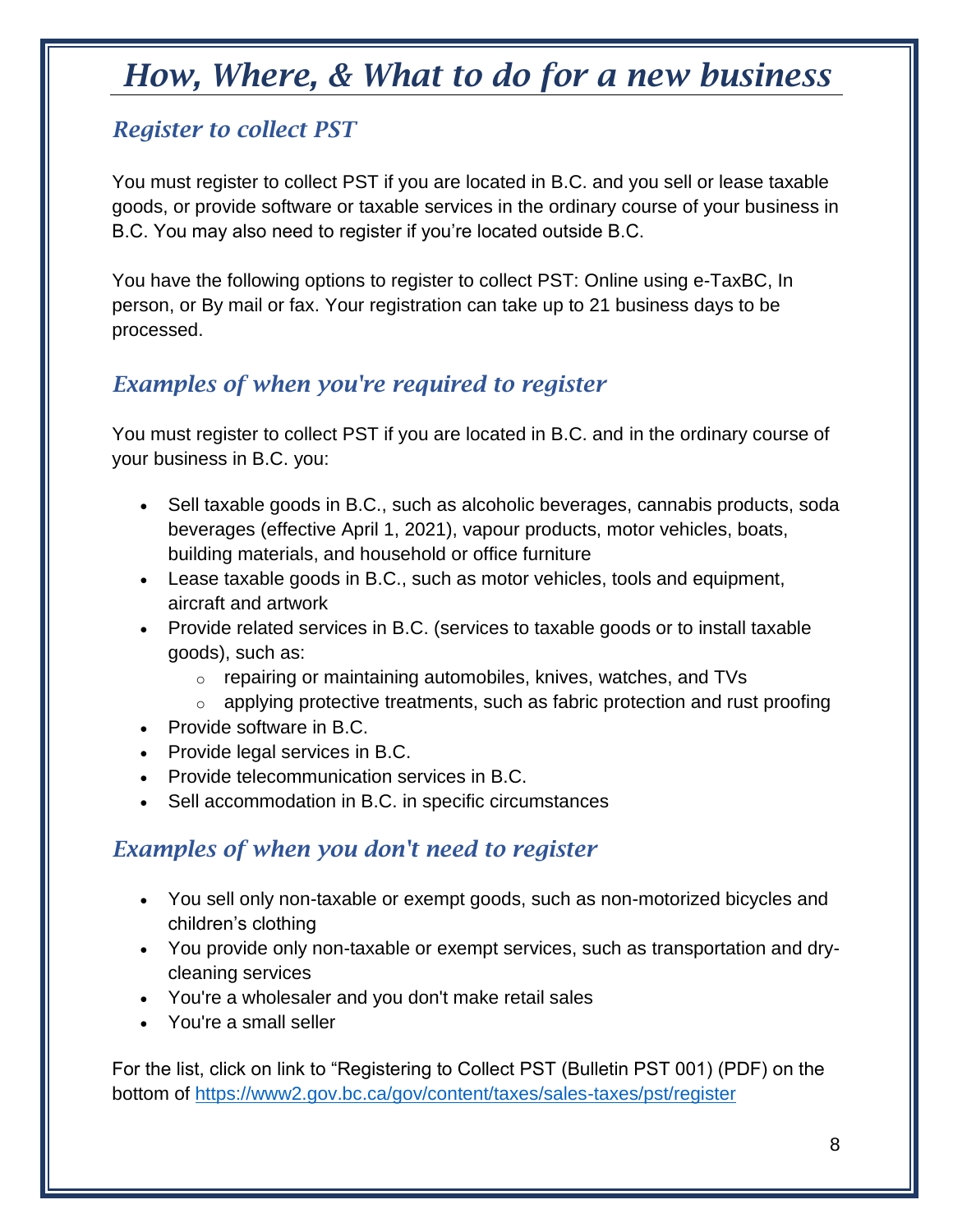# *How, Where, & What to do for a new business*

## *Register to collect PST*

You must register to collect PST if you are located in B.C. and you sell or lease taxable goods, or provide software or taxable services in the ordinary course of your business in B.C. You may also need to register if you're located outside B.C.

You have the following options to register to collect PST: Online using e-TaxBC, In person, or By mail or fax. Your registration can take up to 21 business days to be processed.

## *Examples of when you're required to register*

You must register to collect PST if you are located in B.C. and in the ordinary course of your business in B.C. you:

- Sell taxable goods in B.C., such as alcoholic beverages, cannabis products, soda beverages (effective April 1, 2021), vapour products, motor vehicles, boats, building materials, and household or office furniture
- Lease taxable goods in B.C., such as motor vehicles, tools and equipment, aircraft and artwork
- Provide related services in B.C. (services to taxable goods or to install taxable goods), such as:
  - repairing or maintaining automobiles, knives, watches, and TVs
  - applying protective treatments, such as fabric protection and rust proofing
- Provide software in B.C.
- Provide legal services in B.C.
- Provide telecommunication services in B.C.
- Sell accommodation in B.C. in specific circumstances

## *Examples of when you don't need to register*

- You sell only non-taxable or exempt goods, such as non-motorized bicycles and children's clothing
- You provide only non-taxable or exempt services, such as transportation and dry-cleaning services
- You're a wholesaler and you don't make retail sales
- You're a small seller

For the list, click on link to "Registering to Collect PST (Bulletin PST 001) (PDF) on the bottom of https://www2.gov.bc.ca/gov/content/taxes/sales-taxes/pst/register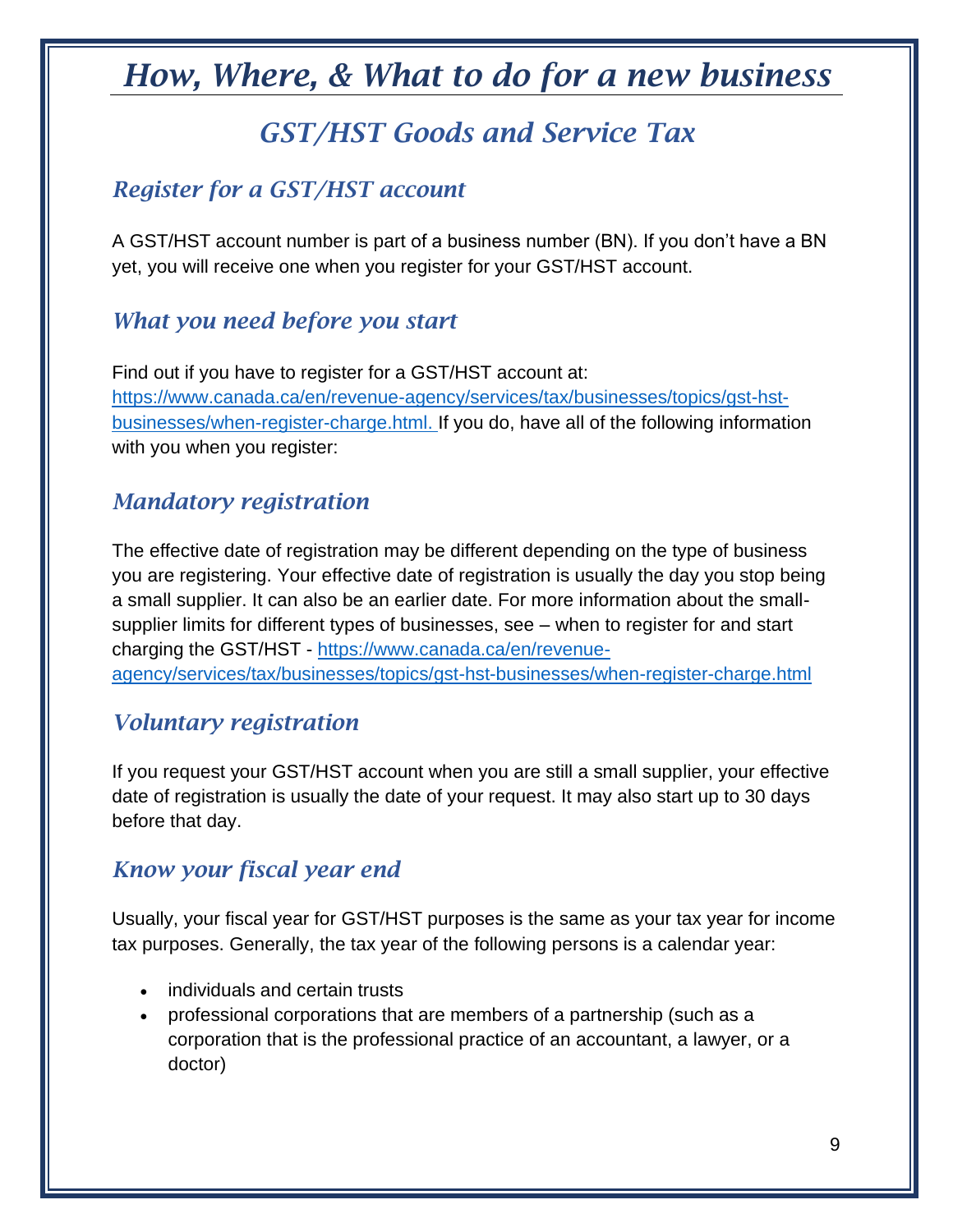# How, Where, & What to do for a new business

## GST/HST Goods and Service Tax

### Register for a GST/HST account

A GST/HST account number is part of a business number (BN). If you don't have a BN yet, you will receive one when you register for your GST/HST account.

### What you need before you start

Find out if you have to register for a GST/HST account at: https://www.canada.ca/en/revenue-agency/services/tax/businesses/topics/gst-hst-businesses/when-register-charge.html. If you do, have all of the following information with you when you register:

### Mandatory registration

The effective date of registration may be different depending on the type of business you are registering. Your effective date of registration is usually the day you stop being a small supplier. It can also be an earlier date. For more information about the small-supplier limits for different types of businesses, see – when to register for and start charging the GST/HST - https://www.canada.ca/en/revenue-agency/services/tax/businesses/topics/gst-hst-businesses/when-register-charge.html

### Voluntary registration

If you request your GST/HST account when you are still a small supplier, your effective date of registration is usually the date of your request. It may also start up to 30 days before that day.

### Know your fiscal year end

Usually, your fiscal year for GST/HST purposes is the same as your tax year for income tax purposes. Generally, the tax year of the following persons is a calendar year:

- individuals and certain trusts
- professional corporations that are members of a partnership (such as a corporation that is the professional practice of an accountant, a lawyer, or a doctor)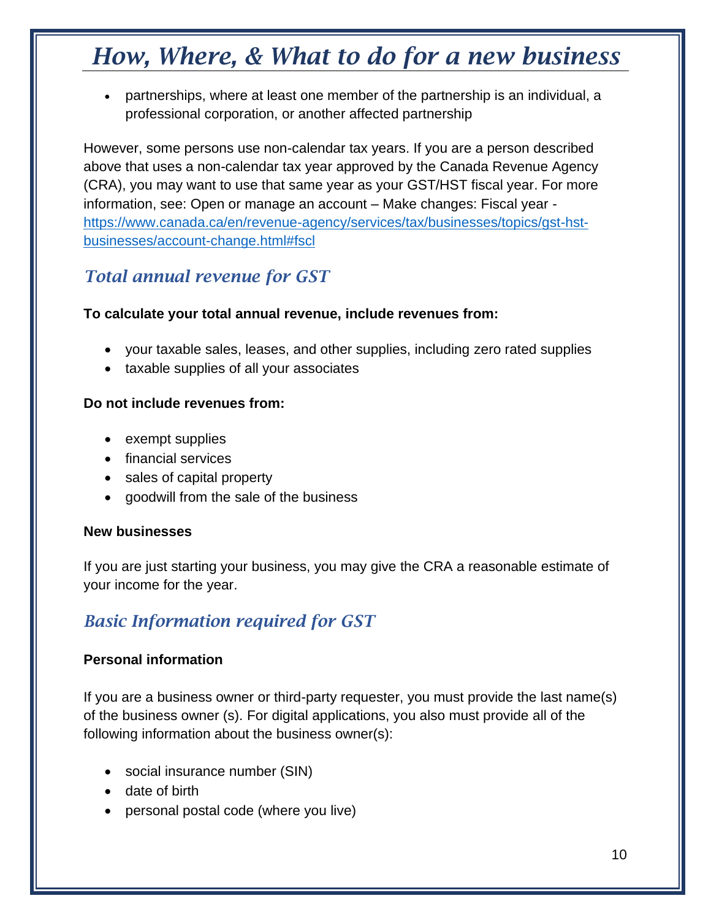- partnerships, where at least one member of the partnership is an individual, a professional corporation, or another affected partnership

However, some persons use non-calendar tax years. If you are a person described above that uses a non-calendar tax year approved by the Canada Revenue Agency (CRA), you may want to use that same year as your GST/HST fiscal year. For more information, see: Open or manage an account – Make changes: Fiscal year - [https://www.canada.ca/en/revenue-agency/services/tax/businesses/topics/gst-hst-businesses/account-change.html#fscl](https://www.canada.ca/en/revenue-agency/services/tax/businesses/topics/gst-hst-businesses/account-change.html#fscl)

## *Total annual revenue for GST*

**To calculate your total annual revenue, include revenues from:**

- your taxable sales, leases, and other supplies, including zero rated supplies
- taxable supplies of all your associates

**Do not include revenues from:**

- exempt supplies
- financial services
- sales of capital property
- goodwill from the sale of the business

**New businesses**

If you are just starting your business, you may give the CRA a reasonable estimate of your income for the year.

## *Basic Information required for GST*

**Personal information**

If you are a business owner or third-party requester, you must provide the last name(s) of the business owner (s). For digital applications, you also must provide all of the following information about the business owner(s):

- social insurance number (SIN)
- date of birth
- personal postal code (where you live)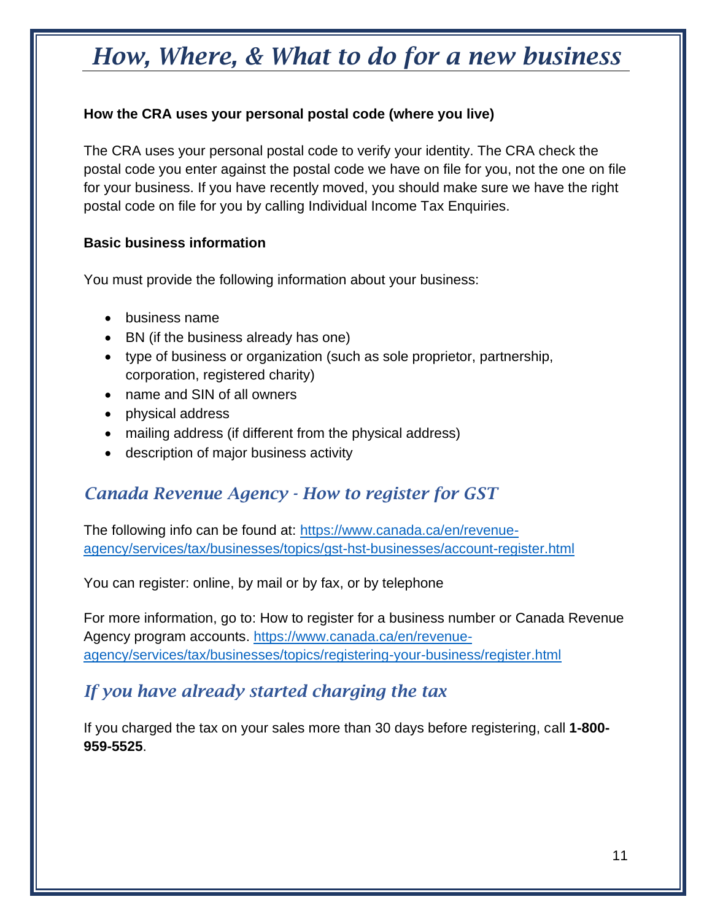# *How, Where, & What to do for a new business*

**How the CRA uses your personal postal code (where you live)**

The CRA uses your personal postal code to verify your identity. The CRA check the postal code you enter against the postal code we have on file for you, not the one on file for your business. If you have recently moved, you should make sure we have the right postal code on file for you by calling Individual Income Tax Enquiries.

**Basic business information**

You must provide the following information about your business:

- business name
- BN (if the business already has one)
- type of business or organization (such as sole proprietor, partnership, corporation, registered charity)
- name and SIN of all owners
- physical address
- mailing address (if different from the physical address)
- description of major business activity

## *Canada Revenue Agency - How to register for GST*

The following info can be found at: https://www.canada.ca/en/revenue-agency/services/tax/businesses/topics/gst-hst-businesses/account-register.html

You can register: online, by mail or by fax, or by telephone

For more information, go to: How to register for a business number or Canada Revenue Agency program accounts. https://www.canada.ca/en/revenue-agency/services/tax/businesses/topics/registering-your-business/register.html

## *If you have already started charging the tax*

If you charged the tax on your sales more than 30 days before registering, call **1-800-959-5525**.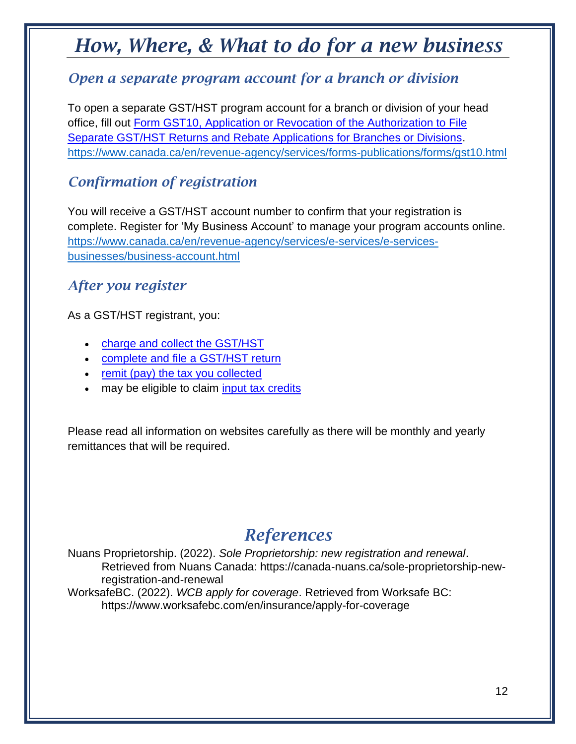# *How, Where, & What to do for a new business*

## *Open a separate program account for a branch or division*

To open a separate GST/HST program account for a branch or division of your head office, fill out [Form GST10, Application or Revocation of the Authorization to File Separate GST/HST Returns and Rebate Applications for Branches or Divisions](https://www.canada.ca/en/revenue-agency/services/forms-publications/forms/gst10.html). https://www.canada.ca/en/revenue-agency/services/forms-publications/forms/gst10.html

## *Confirmation of registration*

You will receive a GST/HST account number to confirm that your registration is complete. Register for 'My Business Account' to manage your program accounts online. https://www.canada.ca/en/revenue-agency/services/e-services/e-services-businesses/business-account.html

## *After you register*

As a GST/HST registrant, you:

- charge and collect the GST/HST
- complete and file a GST/HST return
- remit (pay) the tax you collected
- may be eligible to claim input tax credits

Please read all information on websites carefully as there will be monthly and yearly remittances that will be required.

## *References*

Nuans Proprietorship. (2022). *Sole Proprietorship: new registration and renewal*. Retrieved from Nuans Canada: https://canada-nuans.ca/sole-proprietorship-new-registration-and-renewal

WorksafeBC. (2022). *WCB apply for coverage*. Retrieved from Worksafe BC: https://www.worksafebc.com/en/insurance/apply-for-coverage